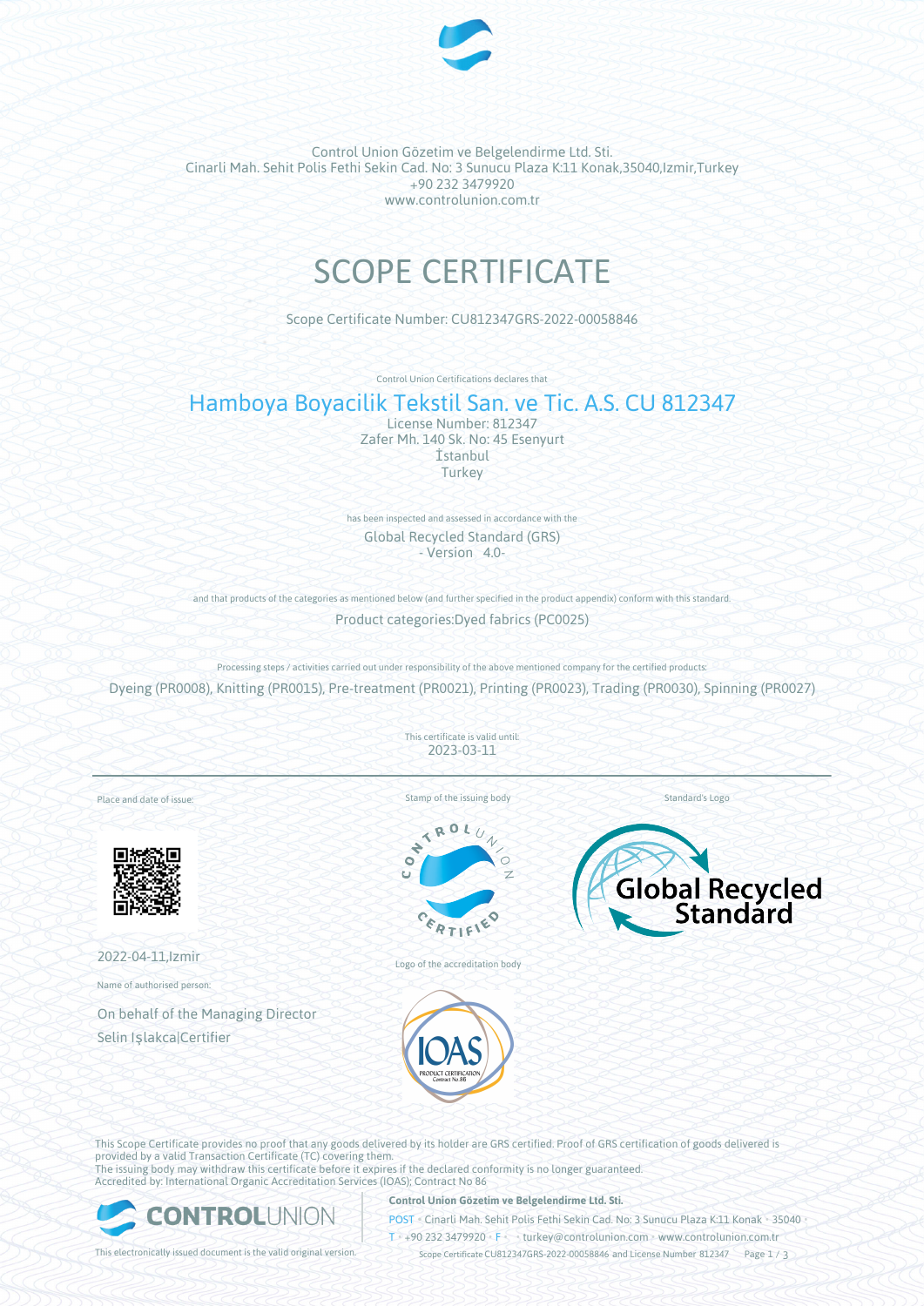Control Union Gözetim ve Belgelendirme Ltd. Sti.
Cinarli Mah. Sehit Polis Fethi Sekin Cad. No: 3 Sunucu Plaza K:11 Konak,35040,Izmir,Turkey
+90 232 3479920
www.controlunion.com.tr

# SCOPE CERTIFICATE

Scope Certificate Number: CU812347GRS-2022-00058846

Control Union Certifications declares that

## Hamboya Boyacilik Tekstil San. ve Tic. A.S. CU 812347

License Number: 812347
Zafer Mh. 140 Sk. No: 45 Esenyurt
İstanbul
Turkey

has been inspected and assessed in accordance with the

Global Recycled Standard (GRS)
- Version 4.0-

and that products of the categories as mentioned below (and further specified in the product appendix) conform with this standard.

Product categories:Dyed fabrics (PC0025)

Processing steps / activities carried out under responsibility of the above mentioned company for the certified products:

Dyeing (PR0008), Knitting (PR0015), Pre-treatment (PR0021), Printing (PR0023), Trading (PR0030), Spinning (PR0027)

This certificate is valid until:
2023-03-11

Place and date of issue:

2022-04-11,Izmir

Name of authorised person:

On behalf of the Managing Director
Selin Işlakca|Certifier

Stamp of the issuing body

Logo of the accreditation body

Standard's Logo

This Scope Certificate provides no proof that any goods delivered by its holder are GRS certified. Proof of GRS certification of goods delivered is provided by a valid Transaction Certificate (TC) covering them.
The issuing body may withdraw this certificate before it expires if the declared conformity is no longer guaranteed.
Accredited by: International Organic Accreditation Services (IOAS); Contract No 86

This electronically issued document is the valid original version.

**Control Union Gözetim ve Belgelendirme Ltd. Sti.**
POST • Cinarli Mah. Sehit Polis Fethi Sekin Cad. No: 3 Sunucu Plaza K:11 Konak • 35040 •
T • +90 232 3479920 • F • • turkey@controlunion.com • www.controlunion.com.tr
Scope Certificate CU812347GRS-2022-00058846 and License Number 812347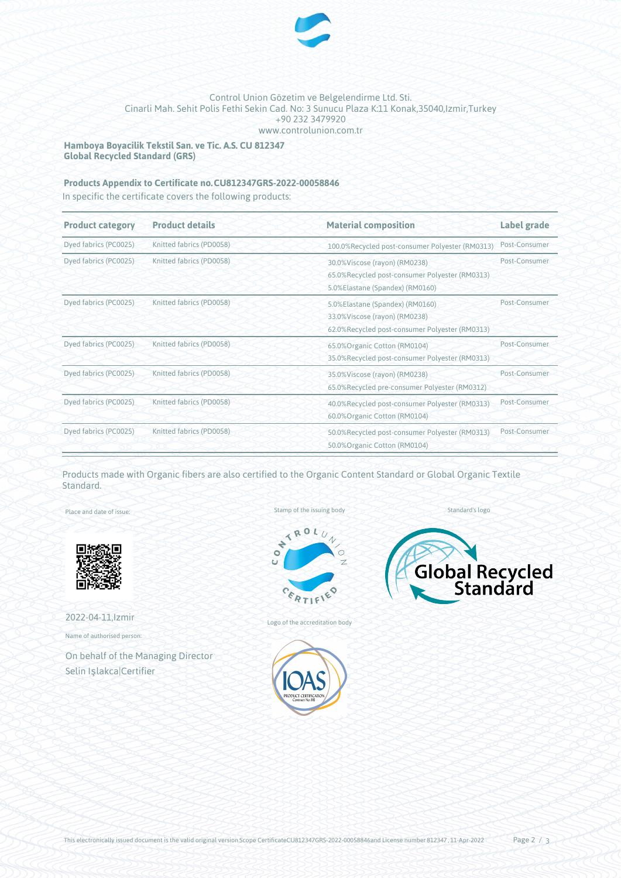Control Union Gözetim ve Belgelendirme Ltd. Sti.
Cinarli Mah. Sehit Polis Fethi Sekin Cad. No: 3 Sunucu Plaza K:11 Konak,35040,Izmir,Turkey
+90 232 3479920
www.controlunion.com.tr

**Hamboya Boyacilik Tekstil San. ve Tic. A.S. CU 812347**
**Global Recycled Standard (GRS)**

**Products Appendix to Certificate no.CU812347GRS-2022-00058846**

In specific the certificate covers the following products:

| Product category | Product details | Material composition | Label grade |
|---|---|---|---|
| Dyed fabrics (PC0025) | Knitted fabrics (PD0058) | 100.0%Recycled post-consumer Polyester (RM0313) | Post-Consumer |
| Dyed fabrics (PC0025) | Knitted fabrics (PD0058) | 30.0%Viscose (rayon) (RM0238)<br>65.0%Recycled post-consumer Polyester (RM0313)<br>5.0%Elastane (Spandex) (RM0160) | Post-Consumer |
| Dyed fabrics (PC0025) | Knitted fabrics (PD0058) | 5.0%Elastane (Spandex) (RM0160)<br>33.0%Viscose (rayon) (RM0238)<br>62.0%Recycled post-consumer Polyester (RM0313) | Post-Consumer |
| Dyed fabrics (PC0025) | Knitted fabrics (PD0058) | 65.0%Organic Cotton (RM0104)<br>35.0%Recycled post-consumer Polyester (RM0313) | Post-Consumer |
| Dyed fabrics (PC0025) | Knitted fabrics (PD0058) | 35.0%Viscose (rayon) (RM0238)<br>65.0%Recycled pre-consumer Polyester (RM0312) | Post-Consumer |
| Dyed fabrics (PC0025) | Knitted fabrics (PD0058) | 40.0%Recycled post-consumer Polyester (RM0313)<br>60.0%Organic Cotton (RM0104) | Post-Consumer |
| Dyed fabrics (PC0025) | Knitted fabrics (PD0058) | 50.0%Recycled post-consumer Polyester (RM0313)<br>50.0%Organic Cotton (RM0104) | Post-Consumer |

Products made with Organic fibers are also certified to the Organic Content Standard or Global Organic Textile Standard.

Place and date of issue:

2022-04-11,Izmir

Name of authorised person:

On behalf of the Managing Director
Selin Işlakca|Certifier

Stamp of the issuing body

Logo of the accreditation body

Standard's logo

This electronically issued document is the valid original version.Scope CertificateCU812347GRS-2022-00058846and License number 812347 , 11-Apr-2022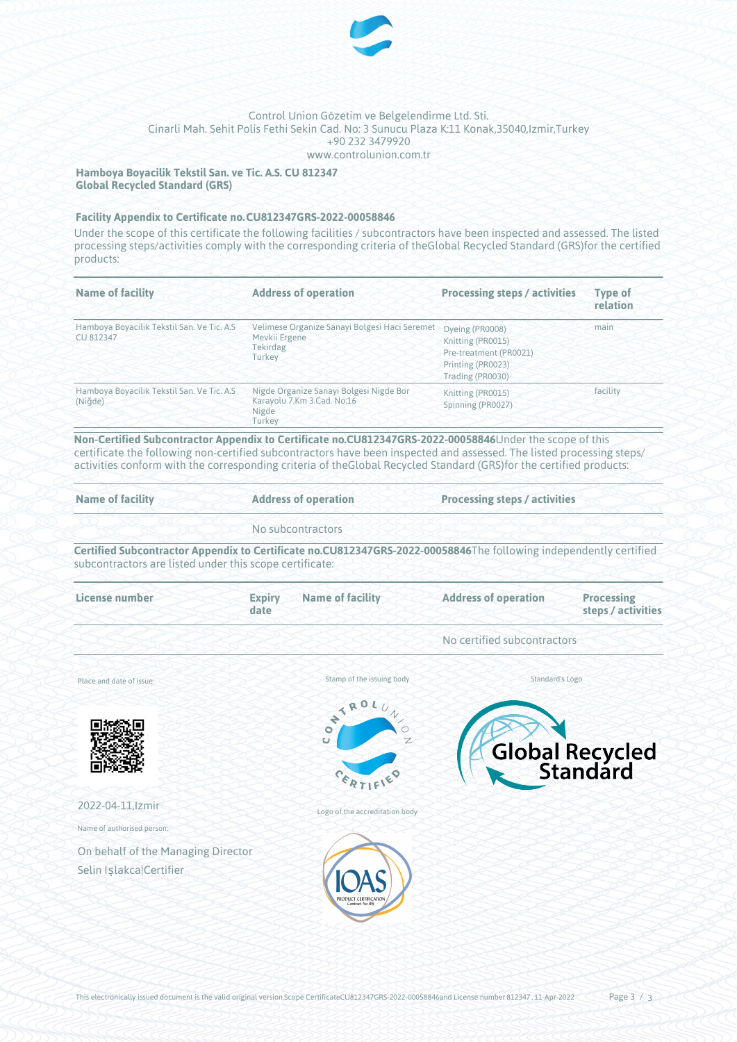Control Union Gözetim ve Belgelendirme Ltd. Sti.
Cinarli Mah. Sehit Polis Fethi Sekin Cad. No: 3 Sunucu Plaza K:11 Konak,35040,Izmir,Turkey
+90 232 3479920
www.controlunion.com.tr

**Hamboya Boyacilik Tekstil San. ve Tic. A.S. CU 812347**
**Global Recycled Standard (GRS)**

### Facility Appendix to Certificate no. CU812347GRS-2022-00058846

Under the scope of this certificate the following facilities / subcontractors have been inspected and assessed. The listed processing steps/activities comply with the corresponding criteria of theGlobal Recycled Standard (GRS)for the certified products:

| Name of facility | Address of operation | Processing steps / activities | Type of relation |
|---|---|---|---|
| Hamboya Boyacilik Tekstil San. Ve Tic. A.S CU 812347 | Velimese Organize Sanayi Bolgesi Haci Seremet Mevkii Ergene Tekirdag Turkey | Dyeing (PR0008) Knitting (PR0015) Pre-treatment (PR0021) Printing (PR0023) Trading (PR0030) | main |
| Hamboya Boyacilik Tekstil San. Ve Tic. A.S (Niğde) | Nigde Organize Sanayi Bolgesi Nigde Bor Karayolu 7.Km 3.Cad. No:16 Nigde Turkey | Knitting (PR0015) Spinning (PR0027) | facility |

**Non-Certified Subcontractor Appendix to Certificate no.CU812347GRS-2022-00058846**Under the scope of this certificate the following non-certified subcontractors have been inspected and assessed. The listed processing steps/activities conform with the corresponding criteria of theGlobal Recycled Standard (GRS)for the certified products:

| Name of facility | Address of operation | Processing steps / activities |
|---|---|---|
| | No subcontractors | |

**Certified Subcontractor Appendix to Certificate no.CU812347GRS-2022-00058846**The following independently certified subcontractors are listed under this scope certificate:

| License number | Expiry date | Name of facility | Address of operation | Processing steps / activities |
|---|---|---|---|---|
| | | | No certified subcontractors | |

Place and date of issue:

2022-04-11,Izmir

Name of authorised person:

On behalf of the Managing Director
Selin Işlakca|Certifier

Stamp of the issuing body

Logo of the accreditation body

Standard's Logo

This electronically issued document is the valid original version.Scope CertificateCU812347GRS-2022-00058846and License number 812347 , 11-Apr-2022